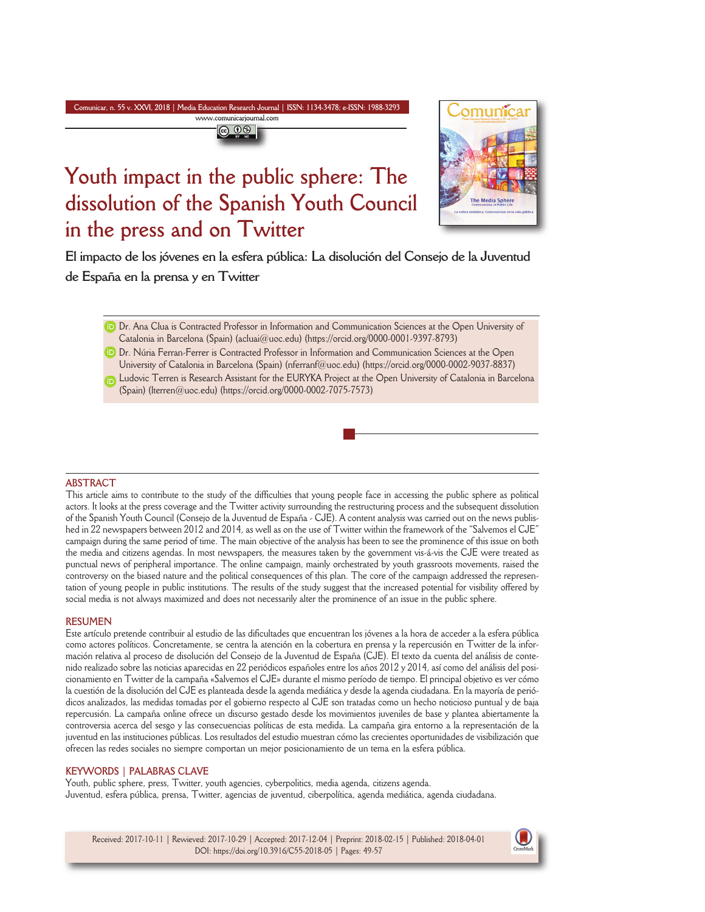# Youth impact in the public sphere: The dissolution of the Spanish Youth Council in the press and on Twitter

## El impacto de los jóvenes en la esfera pública: La disolución del Consejo de la Juventud de España en la prensa y en Twitter

- Dr. Ana Clua is Contracted Professor in Information and Communication Sciences at the Open University of Catalonia in Barcelona (Spain) (acluai@uoc.edu) (https://orcid.org/0000-0001-9397-8793)
- Dr. Núria Ferran-Ferrer is Contracted Professor in Information and Communication Sciences at the Open University of Catalonia in Barcelona (Spain) (nferranf@uoc.edu) (https://orcid.org/0000-0002-9037-8837)
- Ludovic Terren is Research Assistant for the EURYKA Project at the Open University of Catalonia in Barcelona (Spain) (lterren@uoc.edu) (https://orcid.org/0000-0002-7075-7573)

### ABSTRACT

This article aims to contribute to the study of the difficulties that young people face in accessing the public sphere as political actors. It looks at the press coverage and the Twitter activity surrounding the restructuring process and the subsequent dissolution of the Spanish Youth Council (Consejo de la Juventud de España - CJE). A content analysis was carried out on the news published in 22 newspapers between 2012 and 2014, as well as on the use of Twitter within the framework of the "Salvemos el CJE" campaign during the same period of time. The main objective of the analysis has been to see the prominence of this issue on both the media and citizens agendas. In most newspapers, the measures taken by the government vis-á-vis the CJE were treated as punctual news of peripheral importance. The online campaign, mainly orchestrated by youth grassroots movements, raised the controversy on the biased nature and the political consequences of this plan. The core of the campaign addressed the representation of young people in public institutions. The results of the study suggest that the increased potential for visibility offered by social media is not always maximized and does not necessarily alter the prominence of an issue in the public sphere.

### RESUMEN

Este artículo pretende contribuir al estudio de las dificultades que encuentran los jóvenes a la hora de acceder a la esfera pública como actores políticos. Concretamente, se centra la atención en la cobertura en prensa y la repercusión en Twitter de la información relativa al proceso de disolución del Consejo de la Juventud de España (CJE). El texto da cuenta del análisis de contenido realizado sobre las noticias aparecidas en 22 periódicos españoles entre los años 2012 y 2014, así como del análisis del posicionamiento en Twitter de la campaña «Salvemos el CJE» durante el mismo período de tiempo. El principal objetivo es ver cómo la cuestión de la disolución del CJE es planteada desde la agenda mediática y desde la agenda ciudadana. En la mayoría de periódicos analizados, las medidas tomadas por el gobierno respecto al CJE son tratadas como un hecho noticioso puntual y de baja repercusión. La campaña online ofrece un discurso gestado desde los movimientos juveniles de base y plantea abiertamente la controversia acerca del sesgo y las consecuencias políticas de esta medida. La campaña gira entorno a la representación de la juventud en las instituciones públicas. Los resultados del estudio muestran cómo las crecientes oportunidades de visibilización que ofrecen las redes sociales no siempre comportan un mejor posicionamiento de un tema en la esfera pública.

### KEYWORDS | PALABRAS CLAVE

Youth, public sphere, press, Twitter, youth agencies, cyberpolitics, media agenda, citizens agenda.
Juventud, esfera pública, prensa, Twitter, agencias de juventud, ciberpolítica, agenda mediática, agenda ciudadana.

Received: 2017-10-11 | Rewiewed: 2017-10-29 | Accepted: 2017-12-04 | Preprint: 2018-02-15 | Published: 2018-04-01
DOI: https://doi.org/10.3916/C55-2018-05 | Pages: 49-57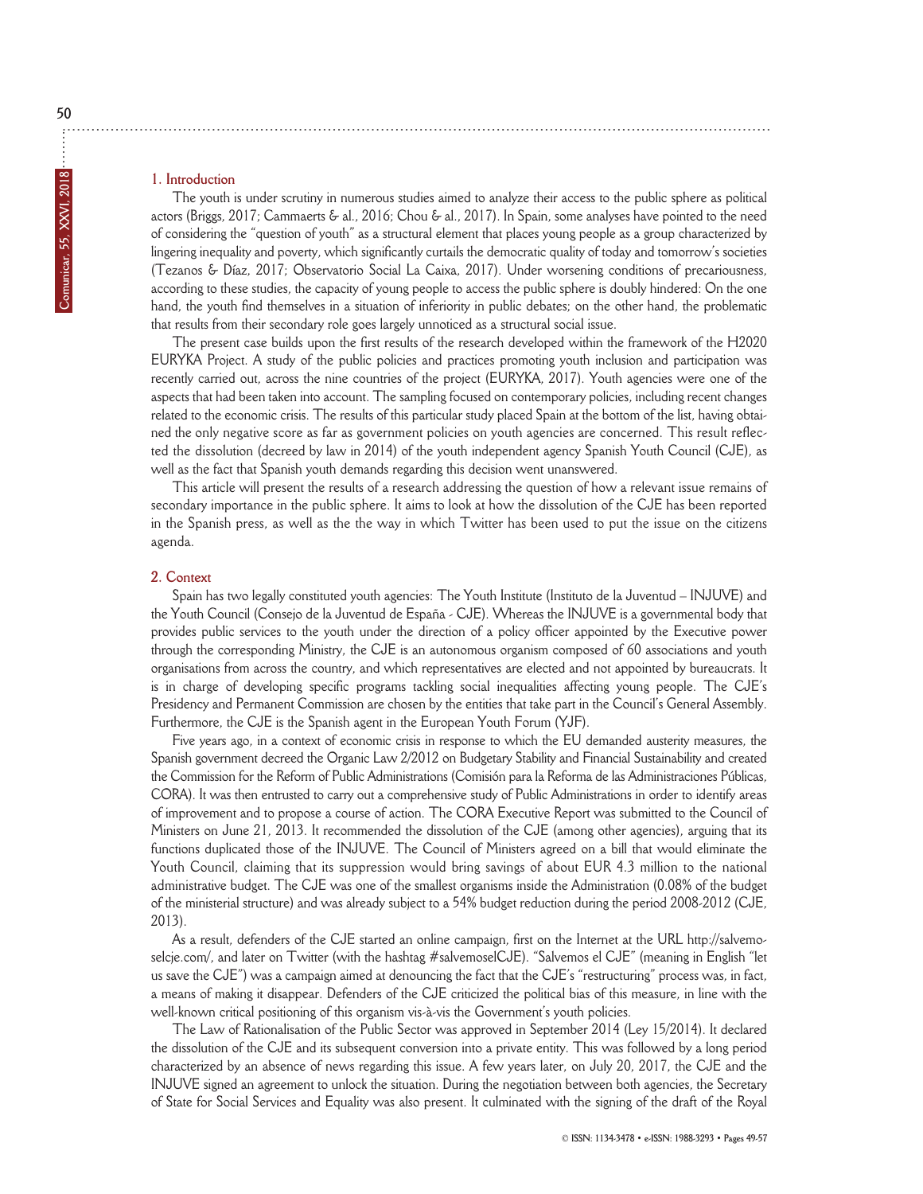## 1. Introduction

The youth is under scrutiny in numerous studies aimed to analyze their access to the public sphere as political actors (Briggs, 2017; Cammaerts & al., 2016; Chou & al., 2017). In Spain, some analyses have pointed to the need of considering the "question of youth" as a structural element that places young people as a group characterized by lingering inequality and poverty, which significantly curtails the democratic quality of today and tomorrow's societies (Tezanos & Díaz, 2017; Observatorio Social La Caixa, 2017). Under worsening conditions of precariousness, according to these studies, the capacity of young people to access the public sphere is doubly hindered: On the one hand, the youth find themselves in a situation of inferiority in public debates; on the other hand, the problematic that results from their secondary role goes largely unnoticed as a structural social issue.

The present case builds upon the first results of the research developed within the framework of the H2020 EURYKA Project. A study of the public policies and practices promoting youth inclusion and participation was recently carried out, across the nine countries of the project (EURYKA, 2017). Youth agencies were one of the aspects that had been taken into account. The sampling focused on contemporary policies, including recent changes related to the economic crisis. The results of this particular study placed Spain at the bottom of the list, having obtained the only negative score as far as government policies on youth agencies are concerned. This result reflected the dissolution (decreed by law in 2014) of the youth independent agency Spanish Youth Council (CJE), as well as the fact that Spanish youth demands regarding this decision went unanswered.

This article will present the results of a research addressing the question of how a relevant issue remains of secondary importance in the public sphere. It aims to look at how the dissolution of the CJE has been reported in the Spanish press, as well as the the way in which Twitter has been used to put the issue on the citizens agenda.

## 2. Context

Spain has two legally constituted youth agencies: The Youth Institute (Instituto de la Juventud – INJUVE) and the Youth Council (Consejo de la Juventud de España - CJE). Whereas the INJUVE is a governmental body that provides public services to the youth under the direction of a policy officer appointed by the Executive power through the corresponding Ministry, the CJE is an autonomous organism composed of 60 associations and youth organisations from across the country, and which representatives are elected and not appointed by bureaucrats. It is in charge of developing specific programs tackling social inequalities affecting young people. The CJE's Presidency and Permanent Commission are chosen by the entities that take part in the Council's General Assembly. Furthermore, the CJE is the Spanish agent in the European Youth Forum (YJF).

Five years ago, in a context of economic crisis in response to which the EU demanded austerity measures, the Spanish government decreed the Organic Law 2/2012 on Budgetary Stability and Financial Sustainability and created the Commission for the Reform of Public Administrations (Comisión para la Reforma de las Administraciones Públicas, CORA). It was then entrusted to carry out a comprehensive study of Public Administrations in order to identify areas of improvement and to propose a course of action. The CORA Executive Report was submitted to the Council of Ministers on June 21, 2013. It recommended the dissolution of the CJE (among other agencies), arguing that its functions duplicated those of the INJUVE. The Council of Ministers agreed on a bill that would eliminate the Youth Council, claiming that its suppression would bring savings of about EUR 4.3 million to the national administrative budget. The CJE was one of the smallest organisms inside the Administration (0.08% of the budget of the ministerial structure) and was already subject to a 54% budget reduction during the period 2008-2012 (CJE, 2013).

As a result, defenders of the CJE started an online campaign, first on the Internet at the URL http://salvemoselcje.com/, and later on Twitter (with the hashtag #salvemoselCJE). "Salvemos el CJE" (meaning in English "let us save the CJE") was a campaign aimed at denouncing the fact that the CJE's "restructuring" process was, in fact, a means of making it disappear. Defenders of the CJE criticized the political bias of this measure, in line with the well-known critical positioning of this organism vis-à-vis the Government's youth policies.

The Law of Rationalisation of the Public Sector was approved in September 2014 (Ley 15/2014). It declared the dissolution of the CJE and its subsequent conversion into a private entity. This was followed by a long period characterized by an absence of news regarding this issue. A few years later, on July 20, 2017, the CJE and the INJUVE signed an agreement to unlock the situation. During the negotiation between both agencies, the Secretary of State for Social Services and Equality was also present. It culminated with the signing of the draft of the Royal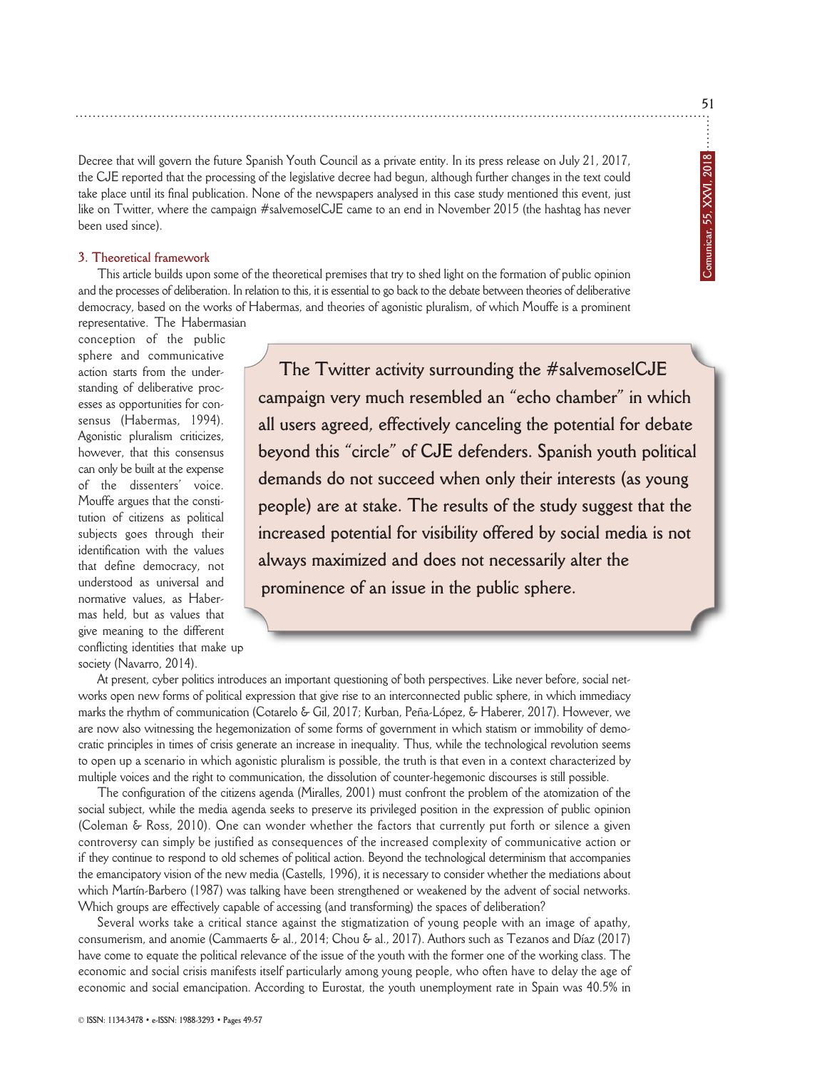Decree that will govern the future Spanish Youth Council as a private entity. In its press release on July 21, 2017, the CJE reported that the processing of the legislative decree had begun, although further changes in the text could take place until its final publication. None of the newspapers analysed in this case study mentioned this event, just like on Twitter, where the campaign #salvemoselCJE came to an end in November 2015 (the hashtag has never been used since).

## 3. Theoretical framework

This article builds upon some of the theoretical premises that try to shed light on the formation of public opinion and the processes of deliberation. In relation to this, it is essential to go back to the debate between theories of deliberative democracy, based on the works of Habermas, and theories of agonistic pluralism, of which Mouffe is a prominent representative. The Habermasian conception of the public sphere and communicative action starts from the understanding of deliberative processes as opportunities for consensus (Habermas, 1994). Agonistic pluralism criticizes, however, that this consensus can only be built at the expense of the dissenters' voice. Mouffe argues that the constitution of citizens as political subjects goes through their identification with the values that define democracy, not understood as universal and normative values, as Habermas held, but as values that give meaning to the different conflicting identities that make up society (Navarro, 2014).

> **The Twitter activity surrounding the #salvemoselCJE campaign very much resembled an "echo chamber" in which all users agreed, effectively canceling the potential for debate beyond this "circle" of CJE defenders. Spanish youth political demands do not succeed when only their interests (as young people) are at stake. The results of the study suggest that the increased potential for visibility offered by social media is not always maximized and does not necessarily alter the prominence of an issue in the public sphere.**

At present, cyber politics introduces an important questioning of both perspectives. Like never before, social networks open new forms of political expression that give rise to an interconnected public sphere, in which immediacy marks the rhythm of communication (Cotarelo & Gil, 2017; Kurban, Peña-López, & Haberer, 2017). However, we are now also witnessing the hegemonization of some forms of government in which statism or immobility of democratic principles in times of crisis generate an increase in inequality. Thus, while the technological revolution seems to open up a scenario in which agonistic pluralism is possible, the truth is that even in a context characterized by multiple voices and the right to communication, the dissolution of counter-hegemonic discourses is still possible.

The configuration of the citizens agenda (Miralles, 2001) must confront the problem of the atomization of the social subject, while the media agenda seeks to preserve its privileged position in the expression of public opinion (Coleman & Ross, 2010). One can wonder whether the factors that currently put forth or silence a given controversy can simply be justified as consequences of the increased complexity of communicative action or if they continue to respond to old schemes of political action. Beyond the technological determinism that accompanies the emancipatory vision of the new media (Castells, 1996), it is necessary to consider whether the mediations about which Martín-Barbero (1987) was talking have been strengthened or weakened by the advent of social networks. Which groups are effectively capable of accessing (and transforming) the spaces of deliberation?

Several works take a critical stance against the stigmatization of young people with an image of apathy, consumerism, and anomie (Cammaerts & al., 2014; Chou & al., 2017). Authors such as Tezanos and Díaz (2017) have come to equate the political relevance of the issue of the youth with the former one of the working class. The economic and social crisis manifests itself particularly among young people, who often have to delay the age of economic and social emancipation. According to Eurostat, the youth unemployment rate in Spain was 40.5% in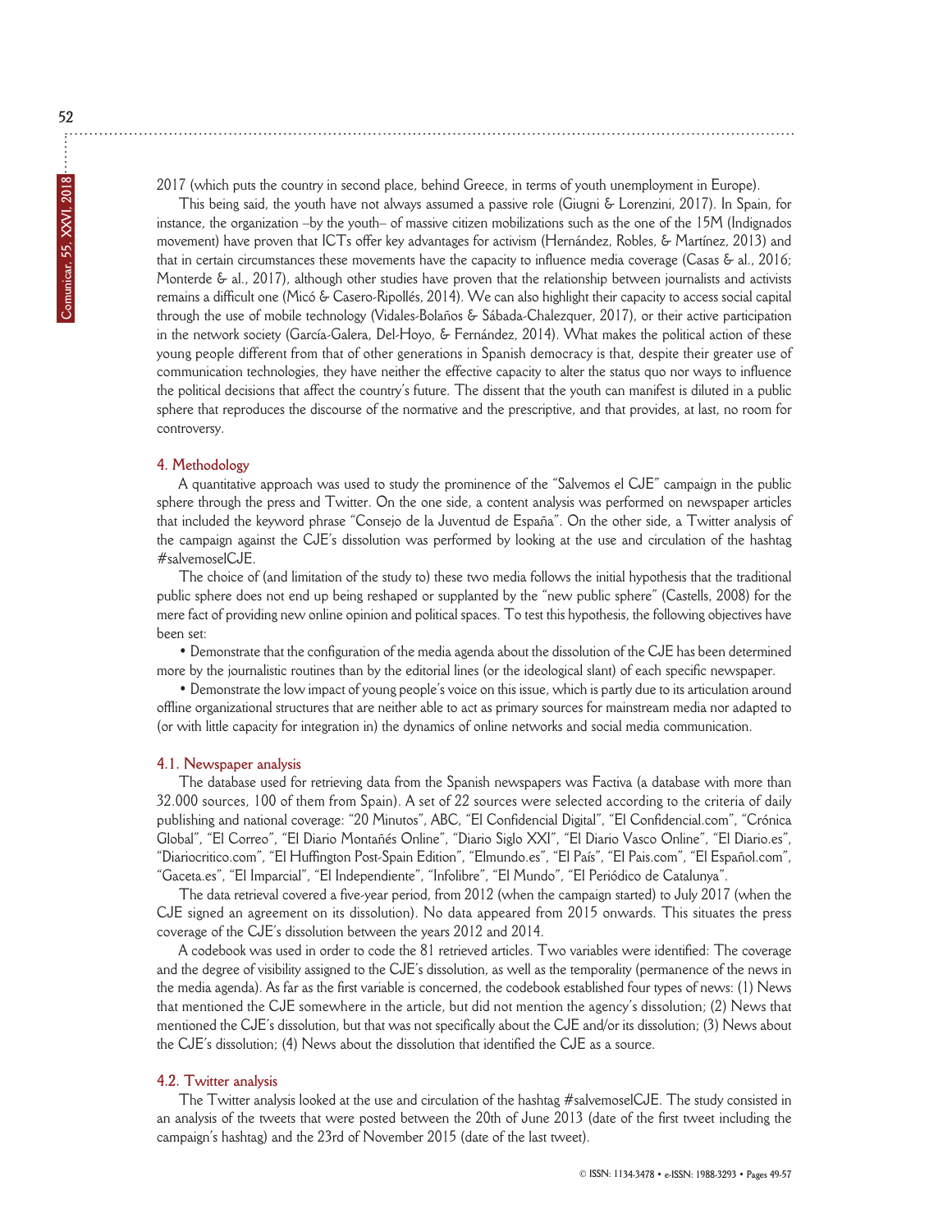2017 (which puts the country in second place, behind Greece, in terms of youth unemployment in Europe).

This being said, the youth have not always assumed a passive role (Giugni & Lorenzini, 2017). In Spain, for instance, the organization –by the youth– of massive citizen mobilizations such as the one of the 15M (Indignados movement) have proven that ICTs offer key advantages for activism (Hernández, Robles, & Martínez, 2013) and that in certain circumstances these movements have the capacity to influence media coverage (Casas & al., 2016; Monterde & al., 2017), although other studies have proven that the relationship between journalists and activists remains a difficult one (Micó & Casero-Ripollés, 2014). We can also highlight their capacity to access social capital through the use of mobile technology (Vidales-Bolaños & Sábada-Chalezquer, 2017), or their active participation in the network society (García-Galera, Del-Hoyo, & Fernández, 2014). What makes the political action of these young people different from that of other generations in Spanish democracy is that, despite their greater use of communication technologies, they have neither the effective capacity to alter the status quo nor ways to influence the political decisions that affect the country's future. The dissent that the youth can manifest is diluted in a public sphere that reproduces the discourse of the normative and the prescriptive, and that provides, at last, no room for controversy.

## 4. Methodology

A quantitative approach was used to study the prominence of the "Salvemos el CJE" campaign in the public sphere through the press and Twitter. On the one side, a content analysis was performed on newspaper articles that included the keyword phrase "Consejo de la Juventud de España". On the other side, a Twitter analysis of the campaign against the CJE's dissolution was performed by looking at the use and circulation of the hashtag #salvemoselCJE.

The choice of (and limitation of the study to) these two media follows the initial hypothesis that the traditional public sphere does not end up being reshaped or supplanted by the "new public sphere" (Castells, 2008) for the mere fact of providing new online opinion and political spaces. To test this hypothesis, the following objectives have been set:

- Demonstrate that the configuration of the media agenda about the dissolution of the CJE has been determined more by the journalistic routines than by the editorial lines (or the ideological slant) of each specific newspaper.
- Demonstrate the low impact of young people's voice on this issue, which is partly due to its articulation around offline organizational structures that are neither able to act as primary sources for mainstream media nor adapted to (or with little capacity for integration in) the dynamics of online networks and social media communication.

### 4.1. Newspaper analysis

The database used for retrieving data from the Spanish newspapers was Factiva (a database with more than 32.000 sources, 100 of them from Spain). A set of 22 sources were selected according to the criteria of daily publishing and national coverage: "20 Minutos", ABC, "El Confidencial Digital", "El Confidencial.com", "Crónica Global", "El Correo", "El Diario Montañés Online", "Diario Siglo XXI", "El Diario Vasco Online", "El Diario.es", "Diariocritico.com", "El Huffington Post-Spain Edition", "Elmundo.es", "El País", "El Pais.com", "El Español.com", "Gaceta.es", "El Imparcial", "El Independiente", "Infolibre", "El Mundo", "El Periódico de Catalunya".

The data retrieval covered a five-year period, from 2012 (when the campaign started) to July 2017 (when the CJE signed an agreement on its dissolution). No data appeared from 2015 onwards. This situates the press coverage of the CJE's dissolution between the years 2012 and 2014.

A codebook was used in order to code the 81 retrieved articles. Two variables were identified: The coverage and the degree of visibility assigned to the CJE's dissolution, as well as the temporality (permanence of the news in the media agenda). As far as the first variable is concerned, the codebook established four types of news: (1) News that mentioned the CJE somewhere in the article, but did not mention the agency's dissolution; (2) News that mentioned the CJE's dissolution, but that was not specifically about the CJE and/or its dissolution; (3) News about the CJE's dissolution; (4) News about the dissolution that identified the CJE as a source.

### 4.2. Twitter analysis

The Twitter analysis looked at the use and circulation of the hashtag #salvemoselCJE. The study consisted in an analysis of the tweets that were posted between the 20th of June 2013 (date of the first tweet including the campaign's hashtag) and the 23rd of November 2015 (date of the last tweet).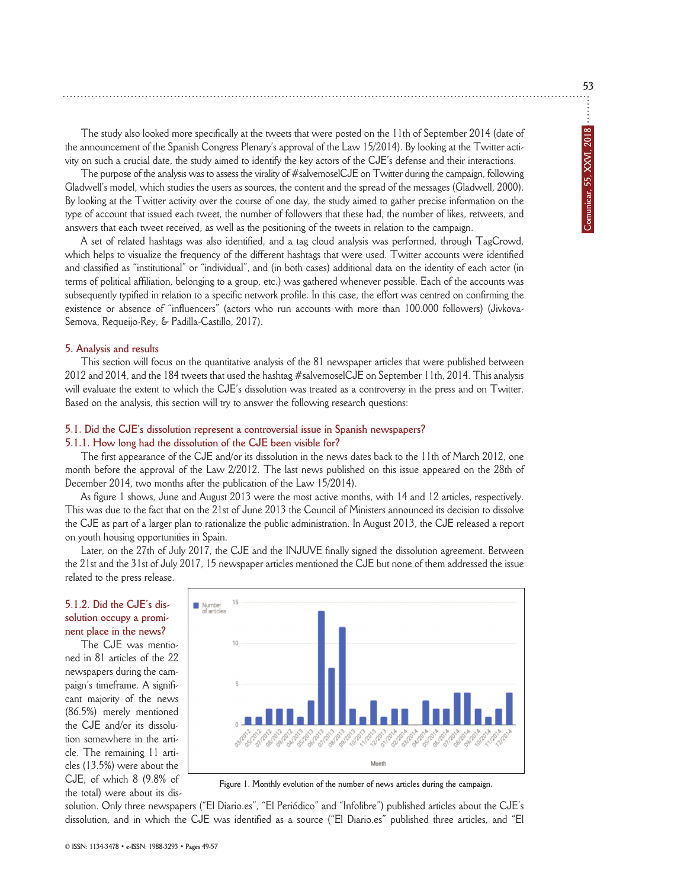The study also looked more specifically at the tweets that were posted on the 11th of September 2014 (date of the announcement of the Spanish Congress Plenary's approval of the Law 15/2014). By looking at the Twitter activity on such a crucial date, the study aimed to identify the key actors of the CJE's defense and their interactions.

The purpose of the analysis was to assess the virality of #salvemoselCJE on Twitter during the campaign, following Gladwell's model, which studies the users as sources, the content and the spread of the messages (Gladwell, 2000). By looking at the Twitter activity over the course of one day, the study aimed to gather precise information on the type of account that issued each tweet, the number of followers that these had, the number of likes, retweets, and answers that each tweet received, as well as the positioning of the tweets in relation to the campaign.

A set of related hashtags was also identified, and a tag cloud analysis was performed, through TagCrowd, which helps to visualize the frequency of the different hashtags that were used. Twitter accounts were identified and classified as "institutional" or "individual", and (in both cases) additional data on the identity of each actor (in terms of political affiliation, belonging to a group, etc.) was gathered whenever possible. Each of the accounts was subsequently typified in relation to a specific network profile. In this case, the effort was centred on confirming the existence or absence of "influencers" (actors who run accounts with more than 100.000 followers) (Jivkova-Semova, Requeijo-Rey, & Padilla-Castillo, 2017).

## 5. Analysis and results

This section will focus on the quantitative analysis of the 81 newspaper articles that were published between 2012 and 2014, and the 184 tweets that used the hashtag #salvemoselCJE on September 11th, 2014. This analysis will evaluate the extent to which the CJE's dissolution was treated as a controversy in the press and on Twitter. Based on the analysis, this section will try to answer the following research questions:

### 5.1. Did the CJE's dissolution represent a controversial issue in Spanish newspapers?

#### 5.1.1. How long had the dissolution of the CJE been visible for?

The first appearance of the CJE and/or its dissolution in the news dates back to the 11th of March 2012, one month before the approval of the Law 2/2012. The last news published on this issue appeared on the 28th of December 2014, two months after the publication of the Law 15/2014).

As figure 1 shows, June and August 2013 were the most active months, with 14 and 12 articles, respectively. This was due to the fact that on the 21st of June 2013 the Council of Ministers announced its decision to dissolve the CJE as part of a larger plan to rationalize the public administration. In August 2013, the CJE released a report on youth housing opportunities in Spain.

Later, on the 27th of July 2017, the CJE and the INJUVE finally signed the dissolution agreement. Between the 21st and the 31st of July 2017, 15 newspaper articles mentioned the CJE but none of them addressed the issue related to the press release.

#### 5.1.2. Did the CJE's dissolution occupy a prominent place in the news?

The CJE was mentioned in 81 articles of the 22 newspapers during the campaign's timeframe. A significant majority of the news (86.5%) merely mentioned the CJE and/or its dissolution somewhere in the article. The remaining 11 articles (13.5%) were about the CJE, of which 8 (9.8% of the total) were about its dissolution. Only three newspapers ("El Diario.es", "El Periódico" and "Infolibre") published articles about the CJE's dissolution, and in which the CJE was identified as a source ("El Diario.es" published three articles, and "El

Figure 1. Monthly evolution of the number of news articles during the campaign.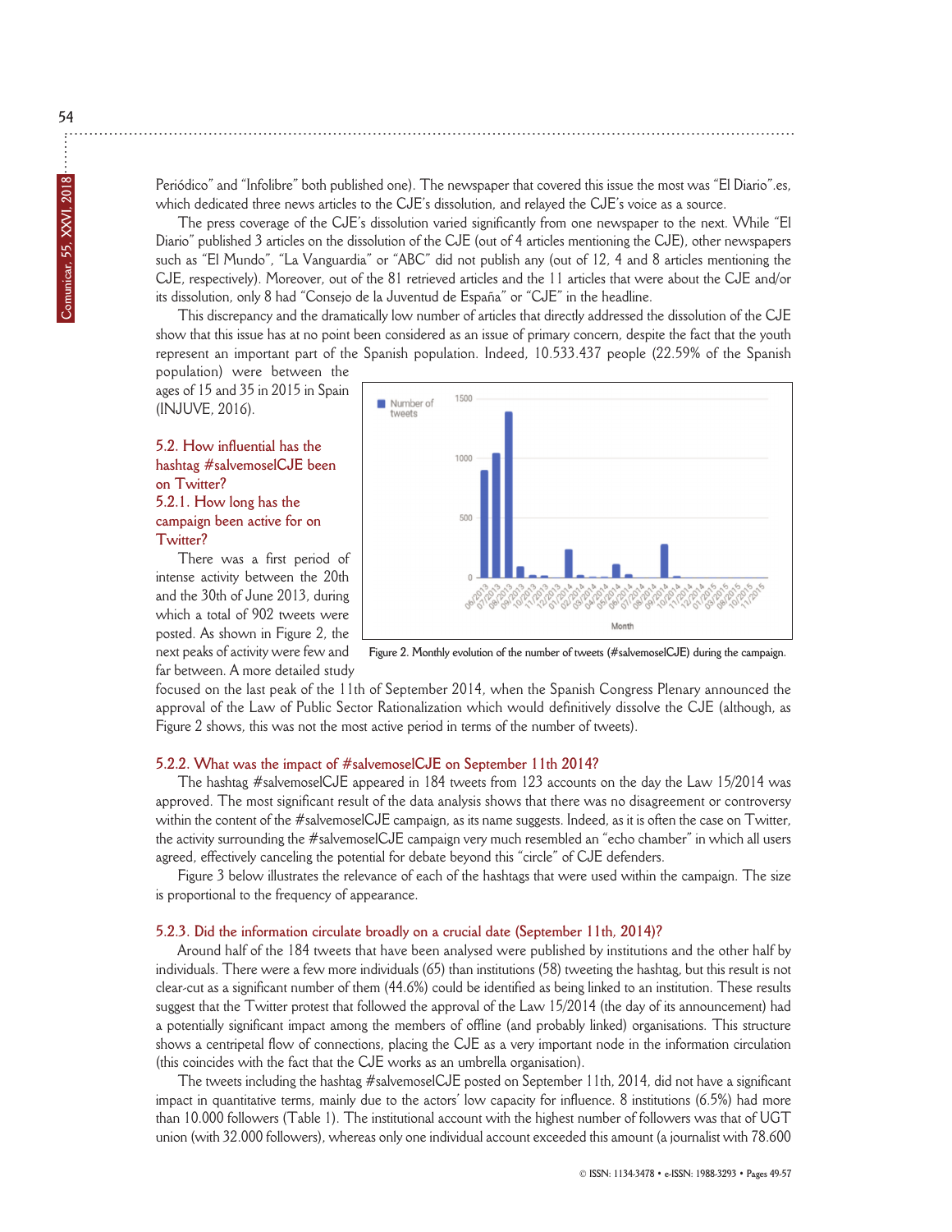Periódico" and "Infolibre" both published one). The newspaper that covered this issue the most was "El Diario".es, which dedicated three news articles to the CJE's dissolution, and relayed the CJE's voice as a source.

The press coverage of the CJE's dissolution varied significantly from one newspaper to the next. While "El Diario" published 3 articles on the dissolution of the CJE (out of 4 articles mentioning the CJE), other newspapers such as "El Mundo", "La Vanguardia" or "ABC" did not publish any (out of 12, 4 and 8 articles mentioning the CJE, respectively). Moreover, out of the 81 retrieved articles and the 11 articles that were about the CJE and/or its dissolution, only 8 had "Consejo de la Juventud de España" or "CJE" in the headline.

This discrepancy and the dramatically low number of articles that directly addressed the dissolution of the CJE show that this issue has at no point been considered as an issue of primary concern, despite the fact that the youth represent an important part of the Spanish population. Indeed, 10.533.437 people (22.59% of the Spanish population) were between the ages of 15 and 35 in 2015 in Spain (INJUVE, 2016).

### 5.2. How influential has the hashtag #salvemoselCJE been on Twitter?

#### 5.2.1. How long has the campaign been active for on Twitter?

There was a first period of intense activity between the 20th and the 30th of June 2013, during which a total of 902 tweets were posted. As shown in Figure 2, the next peaks of activity were few and far between. A more detailed study focused on the last peak of the 11th of September 2014, when the Spanish Congress Plenary announced the approval of the Law of Public Sector Rationalization which would definitively dissolve the CJE (although, as Figure 2 shows, this was not the most active period in terms of the number of tweets).

Figure 2. Monthly evolution of the number of tweets (#salvemoselCJE) during the campaign.

#### 5.2.2. What was the impact of #salvemoselCJE on September 11th 2014?

The hashtag #salvemoselCJE appeared in 184 tweets from 123 accounts on the day the Law 15/2014 was approved. The most significant result of the data analysis shows that there was no disagreement or controversy within the content of the #salvemoselCJE campaign, as its name suggests. Indeed, as it is often the case on Twitter, the activity surrounding the #salvemoselCJE campaign very much resembled an "echo chamber" in which all users agreed, effectively canceling the potential for debate beyond this "circle" of CJE defenders.

Figure 3 below illustrates the relevance of each of the hashtags that were used within the campaign. The size is proportional to the frequency of appearance.

#### 5.2.3. Did the information circulate broadly on a crucial date (September 11th, 2014)?

Around half of the 184 tweets that have been analysed were published by institutions and the other half by individuals. There were a few more individuals (65) than institutions (58) tweeting the hashtag, but this result is not clear-cut as a significant number of them (44.6%) could be identified as being linked to an institution. These results suggest that the Twitter protest that followed the approval of the Law 15/2014 (the day of its announcement) had a potentially significant impact among the members of offline (and probably linked) organisations. This structure shows a centripetal flow of connections, placing the CJE as a very important node in the information circulation (this coincides with the fact that the CJE works as an umbrella organisation).

The tweets including the hashtag #salvemoselCJE posted on September 11th, 2014, did not have a significant impact in quantitative terms, mainly due to the actors' low capacity for influence. 8 institutions (6.5%) had more than 10.000 followers (Table 1). The institutional account with the highest number of followers was that of UGT union (with 32.000 followers), whereas only one individual account exceeded this amount (a journalist with 78.600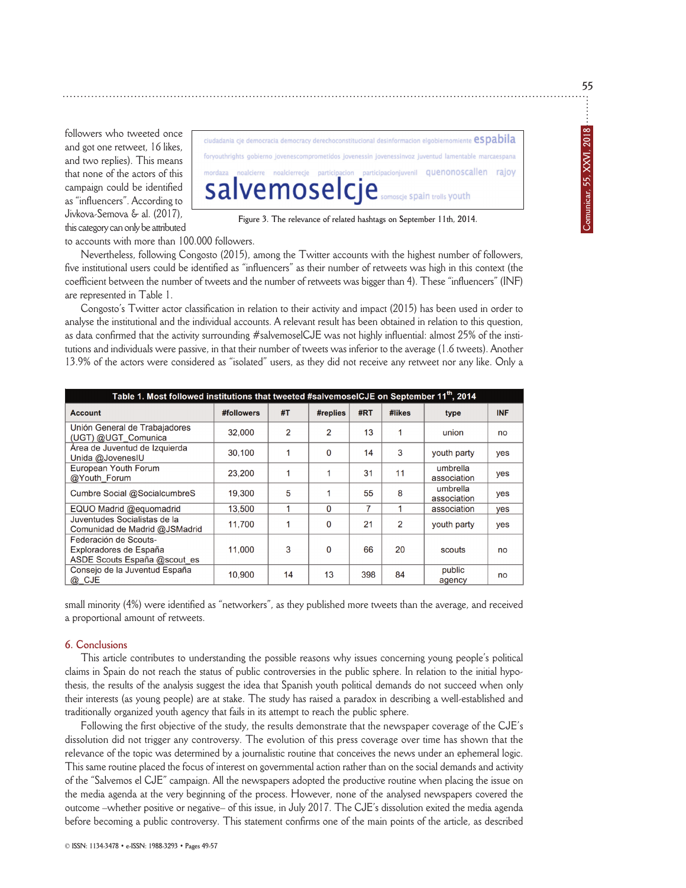followers who tweeted once and got one retweet, 16 likes, and two replies). This means that none of the actors of this campaign could be identified as "influencers". According to Jivkova-Semova & al. (2017), this category can only be attributed to accounts with more than 100.000 followers.

Figure 3. The relevance of related hashtags on September 11th, 2014.

Nevertheless, following Congosto (2015), among the Twitter accounts with the highest number of followers, five institutional users could be identified as "influencers" as their number of retweets was high in this context (the coefficient between the number of tweets and the number of retweets was bigger than 4). These "influencers" (INF) are represented in Table 1.

Congosto's Twitter actor classification in relation to their activity and impact (2015) has been used in order to analyse the institutional and the individual accounts. A relevant result has been obtained in relation to this question, as data confirmed that the activity surrounding #salvemoselCJE was not highly influential: almost 25% of the institutions and individuals were passive, in that their number of tweets was inferior to the average (1.6 tweets). Another 13.9% of the actors were considered as "isolated" users, as they did not receive any retweet nor any like. Only a small minority (4%) were identified as "networkers", as they published more tweets than the average, and received a proportional amount of retweets.

**Table 1. Most followed institutions that tweeted #salvemoselCJE on September 11th, 2014**

| Account | #followers | #T | #replies | #RT | #likes | type | INF |
|---|---|---|---|---|---|---|---|
| Unión General de Trabajadores (UGT) @UGT_Comunica | 32,000 | 2 | 2 | 13 | 1 | union | no |
| Área de Juventud de Izquierda Unida @JovenesIU | 30,100 | 1 | 0 | 14 | 3 | youth party | yes |
| European Youth Forum @Youth_Forum | 23,200 | 1 | 1 | 31 | 11 | umbrella association | yes |
| Cumbre Social @SocialcumbreS | 19,300 | 5 | 1 | 55 | 8 | umbrella association | yes |
| EQUO Madrid @equomadrid | 13,500 | 1 | 0 | 7 | 1 | association | yes |
| Juventudes Socialistas de la Comunidad de Madrid @JSMadrid | 11,700 | 1 | 0 | 21 | 2 | youth party | yes |
| Federación de Scouts-Exploradores de España ASDE Scouts España @scout_es | 11,000 | 3 | 0 | 66 | 20 | scouts | no |
| Consejo de la Juventud España @_CJE | 10,900 | 14 | 13 | 398 | 84 | public agency | no |

## 6. Conclusions

This article contributes to understanding the possible reasons why issues concerning young people's political claims in Spain do not reach the status of public controversies in the public sphere. In relation to the initial hypothesis, the results of the analysis suggest the idea that Spanish youth political demands do not succeed when only their interests (as young people) are at stake. The study has raised a paradox in describing a well-established and traditionally organized youth agency that fails in its attempt to reach the public sphere.

Following the first objective of the study, the results demonstrate that the newspaper coverage of the CJE's dissolution did not trigger any controversy. The evolution of this press coverage over time has shown that the relevance of the topic was determined by a journalistic routine that conceives the news under an ephemeral logic. This same routine placed the focus of interest on governmental action rather than on the social demands and activity of the "Salvemos el CJE" campaign. All the newspapers adopted the productive routine when placing the issue on the media agenda at the very beginning of the process. However, none of the analysed newspapers covered the outcome –whether positive or negative– of this issue, in July 2017. The CJE's dissolution exited the media agenda before becoming a public controversy. This statement confirms one of the main points of the article, as described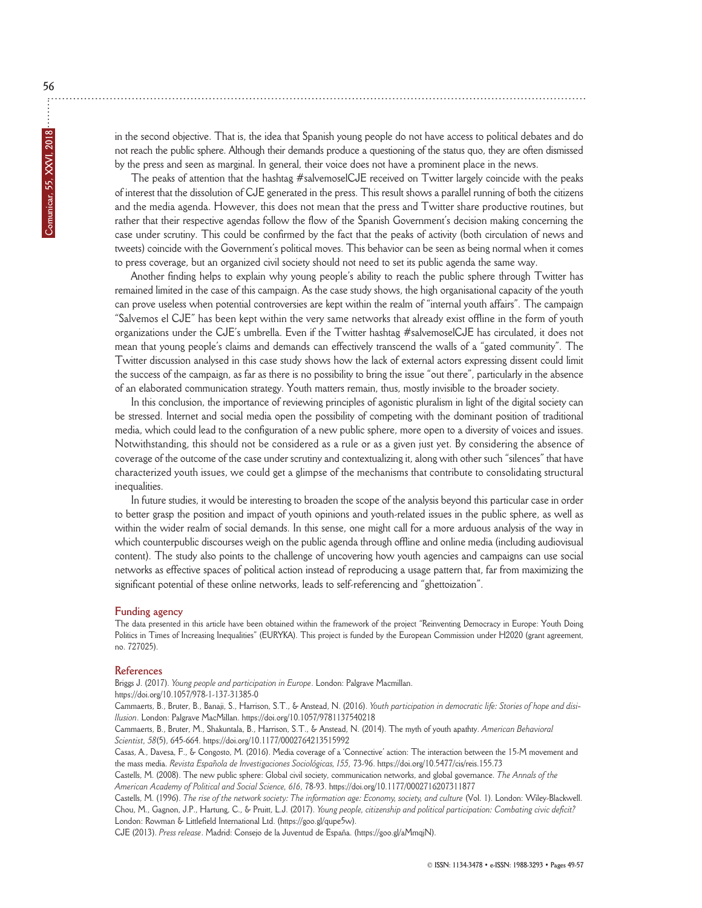in the second objective. That is, the idea that Spanish young people do not have access to political debates and do not reach the public sphere. Although their demands produce a questioning of the status quo, they are often dismissed by the press and seen as marginal. In general, their voice does not have a prominent place in the news.

The peaks of attention that the hashtag #salvemoselCJE received on Twitter largely coincide with the peaks of interest that the dissolution of CJE generated in the press. This result shows a parallel running of both the citizens and the media agenda. However, this does not mean that the press and Twitter share productive routines, but rather that their respective agendas follow the flow of the Spanish Government's decision making concerning the case under scrutiny. This could be confirmed by the fact that the peaks of activity (both circulation of news and tweets) coincide with the Government's political moves. This behavior can be seen as being normal when it comes to press coverage, but an organized civil society should not need to set its public agenda the same way.

Another finding helps to explain why young people's ability to reach the public sphere through Twitter has remained limited in the case of this campaign. As the case study shows, the high organisational capacity of the youth can prove useless when potential controversies are kept within the realm of "internal youth affairs". The campaign "Salvemos el CJE" has been kept within the very same networks that already exist offline in the form of youth organizations under the CJE's umbrella. Even if the Twitter hashtag #salvemoselCJE has circulated, it does not mean that young people's claims and demands can effectively transcend the walls of a "gated community". The Twitter discussion analysed in this case study shows how the lack of external actors expressing dissent could limit the success of the campaign, as far as there is no possibility to bring the issue "out there", particularly in the absence of an elaborated communication strategy. Youth matters remain, thus, mostly invisible to the broader society.

In this conclusion, the importance of reviewing principles of agonistic pluralism in light of the digital society can be stressed. Internet and social media open the possibility of competing with the dominant position of traditional media, which could lead to the configuration of a new public sphere, more open to a diversity of voices and issues. Notwithstanding, this should not be considered as a rule or as a given just yet. By considering the absence of coverage of the outcome of the case under scrutiny and contextualizing it, along with other such "silences" that have characterized youth issues, we could get a glimpse of the mechanisms that contribute to consolidating structural inequalities.

In future studies, it would be interesting to broaden the scope of the analysis beyond this particular case in order to better grasp the position and impact of youth opinions and youth-related issues in the public sphere, as well as within the wider realm of social demands. In this sense, one might call for a more arduous analysis of the way in which counterpublic discourses weigh on the public agenda through offline and online media (including audiovisual content). The study also points to the challenge of uncovering how youth agencies and campaigns can use social networks as effective spaces of political action instead of reproducing a usage pattern that, far from maximizing the significant potential of these online networks, leads to self-referencing and "ghettoization".

## Funding agency

The data presented in this article have been obtained within the framework of the project "Reinventing Democracy in Europe: Youth Doing Politics in Times of Increasing Inequalities" (EURYKA). This project is funded by the European Commission under H2020 (grant agreement, no. 727025).

## References

Briggs J. (2017). *Young people and participation in Europe*. London: Palgrave Macmillan. https://doi.org/10.1057/978-1-137-31385-0

Cammaerts, B., Bruter, B., Banaji, S., Harrison, S.T., & Anstead, N. (2016). *Youth participation in democratic life: Stories of hope and disillusion*. London: Palgrave MacMillan. https://doi.org/10.1057/9781137540218

Cammaerts, B., Bruter, M., Shakuntala, B., Harrison, S.T., & Anstead, N. (2014). The myth of youth apathy. *American Behavioral Scientist*, *58*(5), 645-664. https://doi.org/10.1177/0002764213515992

Casas, A., Davesa, F., & Congosto, M. (2016). Media coverage of a 'Connective' action: The interaction between the 15-M movement and the mass media. *Revista Española de Investigaciones Sociológicas*, *155*, 73-96. https://doi.org/10.5477/cis/reis.155.73

Castells, M. (2008). The new public sphere: Global civil society, communication networks, and global governance. *The Annals of the American Academy of Political and Social Science*, *616*, 78-93. https://doi.org/10.1177/0002716207311877

Castells, M. (1996). *The rise of the network society: The information age: Economy, society, and culture* (Vol. 1). London: Wiley-Blackwell.

Chou, M., Gagnon, J.P., Hartung, C., & Pruitt, L.J. (2017). *Young people, citizenship and political participation: Combating civic deficit?* London: Rowman & Littlefield International Ltd. (https://goo.gl/qupe5w).

CJE (2013). *Press release*. Madrid: Consejo de la Juventud de España. (https://goo.gl/aMmqjN).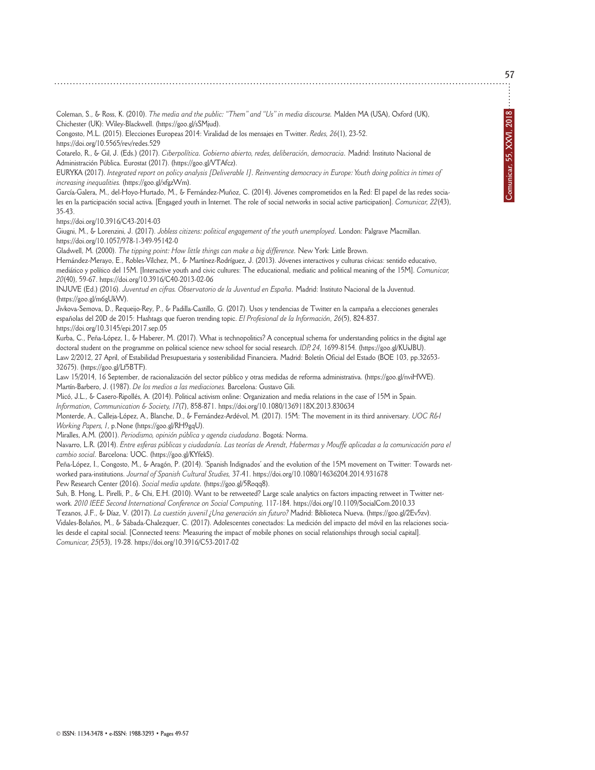Coleman, S., & Ross, K. (2010). *The media and the public: "Them" and "Us" in media discourse.* Malden MA (USA), Oxford (UK), Chichester (UK): Wiley-Blackwell. (https://goo.gl/sSMjud).

Congosto, M.L. (2015). Elecciones Europeas 2014: Viralidad de los mensajes en Twitter. *Redes, 26*(1), 23-52. https://doi.org/10.5565/rev/redes.529

Cotarelo, R., & Gil, J. (Eds.) (2017). *Ciberpolítica. Gobierno abierto, redes, deliberación, democracia.* Madrid: Instituto Nacional de Administración Pública. Eurostat (2017). (https://goo.gl/VTAfcz).

EURYKA (2017). *Integrated report on policy analysis [Deliverable 1]. Reinventing democracy in Europe: Youth doing politics in times of increasing inequalities.* (https://goo.gl/xfgzWm).

García-Galera, M., del-Hoyo-Hurtado, M., & Fernández-Muñoz, C. (2014). Jóvenes comprometidos en la Red: El papel de las redes sociales en la participación social activa. [Engaged youth in Internet. The role of social networks in social active participation]. *Comunicar, 22*(43), 35-43. https://doi.org/10.3916/C43-2014-03

Giugni, M., & Lorenzini, J. (2017). *Jobless citizens: political engagement of the youth unemployed.* London: Palgrave Macmillan. https://doi.org/10.1057/978-1-349-95142-0

Gladwell, M. (2000). *The tipping point: How little things can make a big difference.* New York: Little Brown.

Hernández-Merayo, E., Robles-Vílchez, M., & Martínez-Rodríguez, J. (2013). Jóvenes interactivos y culturas cívicas: sentido educativo, mediático y político del 15M. [Interactive youth and civic cultures: The educational, mediatic and political meaning of the 15M]. *Comunicar, 20*(40), 59-67. https://doi.org/10.3916/C40-2013-02-06

INJUVE (Ed.) (2016). *Juventud en cifras. Observatorio de la Juventud en España.* Madrid: Instituto Nacional de la Juventud. (https://goo.gl/m6gUkW).

Jivkova-Semova, D., Requeijo-Rey, P., & Padilla-Castillo, G. (2017). Usos y tendencias de Twitter en la campaña a elecciones generales españolas del 20D de 2015: Hashtags que fueron trending topic. *El Profesional de la Información, 26*(5), 824-837. https://doi.org/10.3145/epi.2017.sep.05

Kurba, C., Peña-López, I., & Haberer, M. (2017). What is technopolitics? A conceptual schema for understanding politics in the digital age doctoral student on the programme on political science new school for social research. *IDP, 24*, 1699-8154. (https://goo.gl/KUiJBU).

Law 2/2012, 27 April, of Estabilidad Presupuestaria y sostenibilidad Financiera. Madrid: Boletín Oficial del Estado (BOE 103, pp.32653-32675). (https://goo.gl/Lf5BTF).

Law 15/2014, 16 September, de racionalización del sector público y otras medidas de reforma administrativa. (https://goo.gl/nviHWE).

Martín-Barbero, J. (1987). *De los medios a las mediaciones.* Barcelona: Gustavo Gili.

Micó, J.L., & Casero-Ripollés, A. (2014). Political activism online: Organization and media relations in the case of 15M in Spain. *Information, Communication & Society, 17*(7), 858-871. https://doi.org/10.1080/1369118X.2013.830634

Monterde, A., Calleja-López, A., Blanche, D., & Fernández-Ardévol, M. (2017). 15M: The movement in its third anniversary. *UOC R&I Working Papers, 1*, p.None (https://goo.gl/RH9gqU).

Miralles, A.M. (2001). *Periodismo, opinión pública y agenda ciudadana.* Bogotá: Norma.

Navarro, L.R. (2014). *Entre esferas públicas y ciudadanía. Las teorías de Arendt, Habermas y Mouffe aplicadas a la comunicación para el cambio social.* Barcelona: UOC. (https://goo.gl/KYfekS).

Peña-López, I., Congosto, M., & Aragón, P. (2014). 'Spanish Indignados' and the evolution of the 15M movement on Twitter: Towards networked para-institutions. *Journal of Spanish Cultural Studies*, 37-41. https://doi.org/10.1080/14636204.2014.931678

Pew Research Center (2016). *Social media update.* (https://goo.gl/5Roqq8).

Suh, B. Hong, L. Pirelli, P., & Chi, E.H. (2010). Want to be retweeted? Large scale analytics on factors impacting retweet in Twitter network. *2010 IEEE Second International Conference on Social Computing*, 117-184. https://doi.org/10.1109/SocialCom.2010.33

Tezanos, J.F., & Díaz, V. (2017). *La cuestión juvenil ¿Una generación sin futuro?* Madrid: Biblioteca Nueva. (https://goo.gl/2Ev5zv).

Vidales-Bolaños, M., & Sábada-Chalezquer, C. (2017). Adolescentes conectados: La medición del impacto del móvil en las relaciones sociales desde el capital social. [Connected teens: Measuring the impact of mobile phones on social relationships through social capital]. *Comunicar, 25*(53), 19-28. https://doi.org/10.3916/C53-2017-02